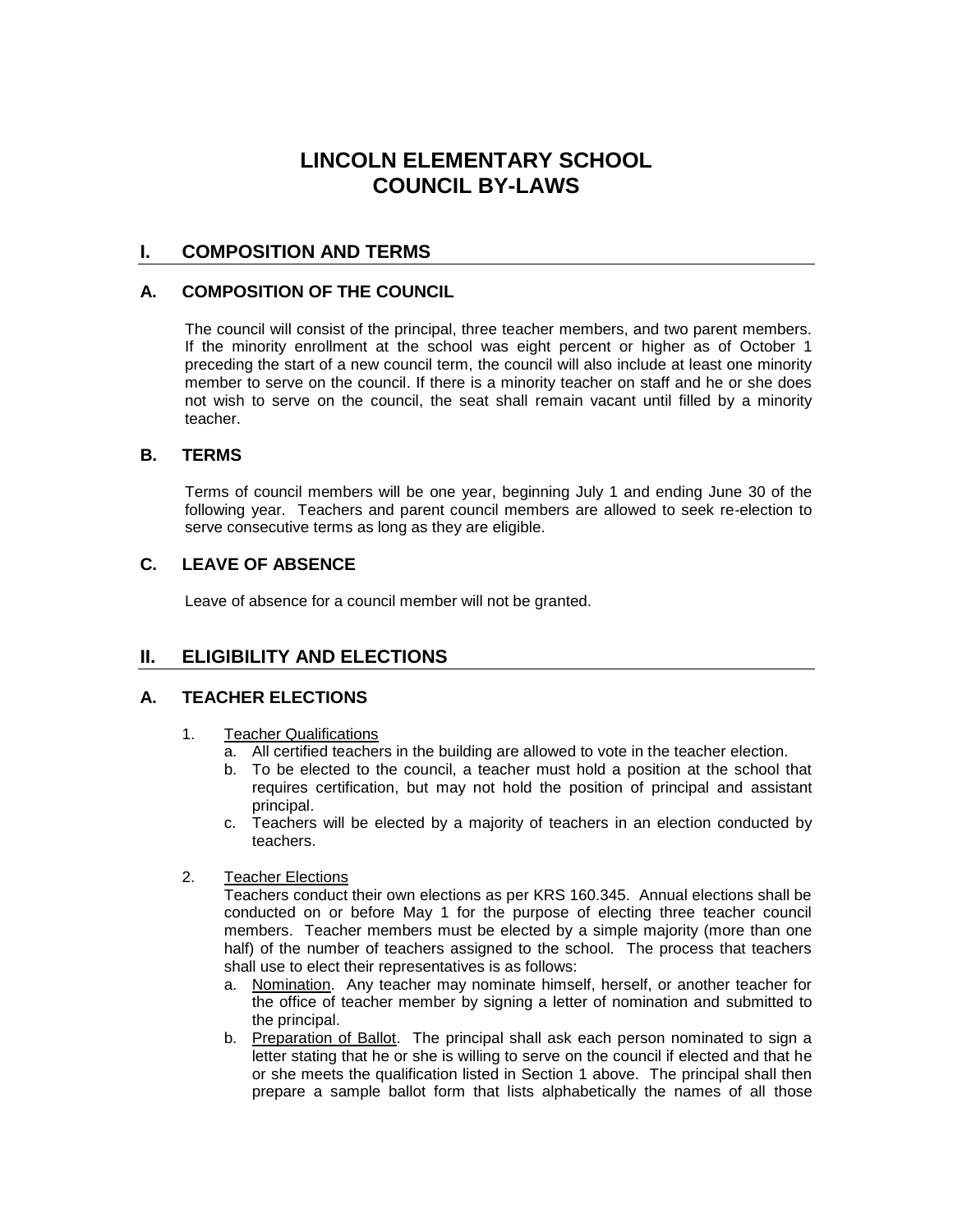# LINCOLN ELEMENTARY SCHOOL
# COUNCIL BY-LAWS

## I. COMPOSITION AND TERMS

### A. COMPOSITION OF THE COUNCIL

The council will consist of the principal, three teacher members, and two parent members. If the minority enrollment at the school was eight percent or higher as of October 1 preceding the start of a new council term, the council will also include at least one minority member to serve on the council. If there is a minority teacher on staff and he or she does not wish to serve on the council, the seat shall remain vacant until filled by a minority teacher.

### B. TERMS

Terms of council members will be one year, beginning July 1 and ending June 30 of the following year. Teachers and parent council members are allowed to seek re-election to serve consecutive terms as long as they are eligible.

### C. LEAVE OF ABSENCE

Leave of absence for a council member will not be granted.

## II. ELIGIBILITY AND ELECTIONS

### A. TEACHER ELECTIONS

1. Teacher Qualifications
   a. All certified teachers in the building are allowed to vote in the teacher election.
   b. To be elected to the council, a teacher must hold a position at the school that requires certification, but may not hold the position of principal and assistant principal.
   c. Teachers will be elected by a majority of teachers in an election conducted by teachers.

2. Teacher Elections
   Teachers conduct their own elections as per KRS 160.345. Annual elections shall be conducted on or before May 1 for the purpose of electing three teacher council members. Teacher members must be elected by a simple majority (more than one half) of the number of teachers assigned to the school. The process that teachers shall use to elect their representatives is as follows:
   a. Nomination. Any teacher may nominate himself, herself, or another teacher for the office of teacher member by signing a letter of nomination and submitted to the principal.
   b. Preparation of Ballot. The principal shall ask each person nominated to sign a letter stating that he or she is willing to serve on the council if elected and that he or she meets the qualification listed in Section 1 above. The principal shall then prepare a sample ballot form that lists alphabetically the names of all those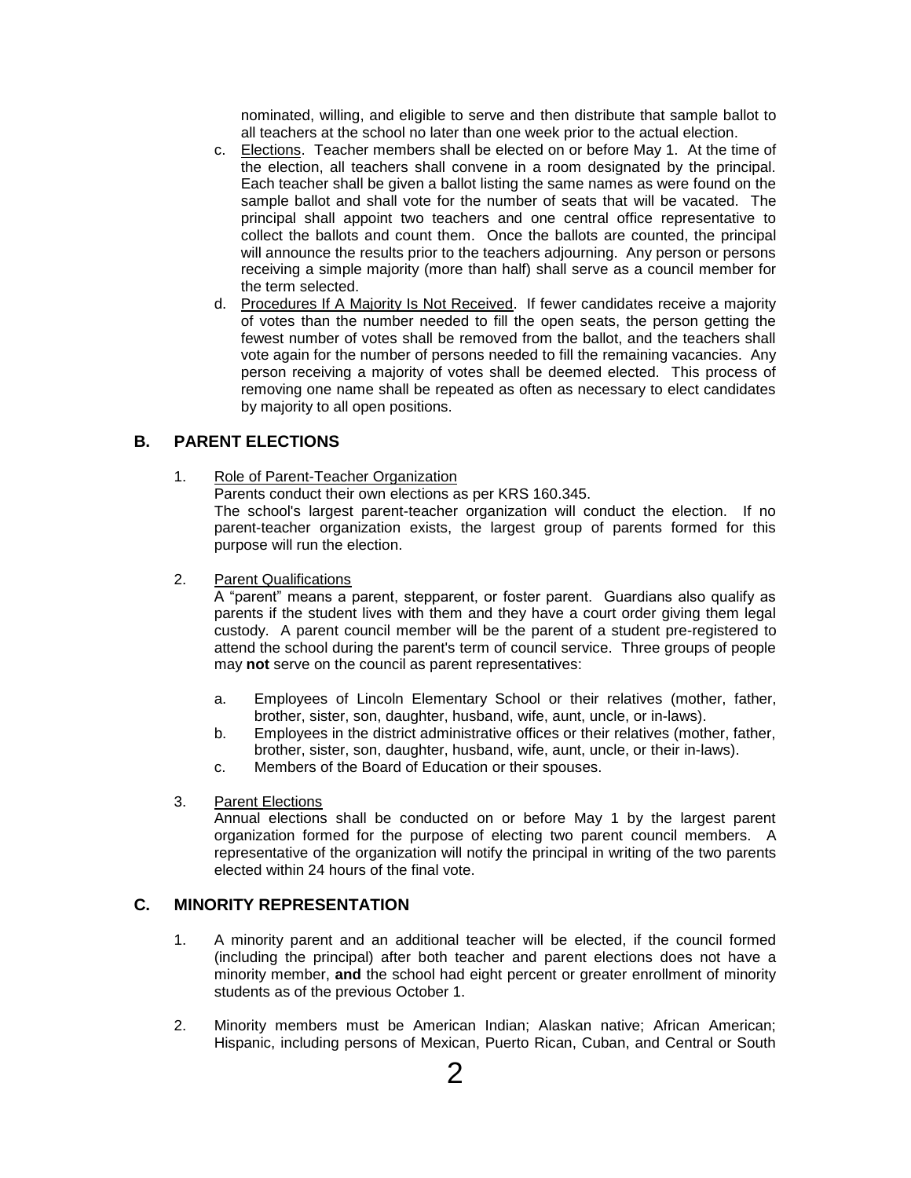nominated, willing, and eligible to serve and then distribute that sample ballot to all teachers at the school no later than one week prior to the actual election.

c. Elections. Teacher members shall be elected on or before May 1. At the time of the election, all teachers shall convene in a room designated by the principal. Each teacher shall be given a ballot listing the same names as were found on the sample ballot and shall vote for the number of seats that will be vacated. The principal shall appoint two teachers and one central office representative to collect the ballots and count them. Once the ballots are counted, the principal will announce the results prior to the teachers adjourning. Any person or persons receiving a simple majority (more than half) shall serve as a council member for the term selected.

d. Procedures If A Majority Is Not Received. If fewer candidates receive a majority of votes than the number needed to fill the open seats, the person getting the fewest number of votes shall be removed from the ballot, and the teachers shall vote again for the number of persons needed to fill the remaining vacancies. Any person receiving a majority of votes shall be deemed elected. This process of removing one name shall be repeated as often as necessary to elect candidates by majority to all open positions.

## B. PARENT ELECTIONS

1. Role of Parent-Teacher Organization

   Parents conduct their own elections as per KRS 160.345.

   The school's largest parent-teacher organization will conduct the election. If no parent-teacher organization exists, the largest group of parents formed for this purpose will run the election.

2. Parent Qualifications

   A "parent" means a parent, stepparent, or foster parent. Guardians also qualify as parents if the student lives with them and they have a court order giving them legal custody. A parent council member will be the parent of a student pre-registered to attend the school during the parent's term of council service. Three groups of people may **not** serve on the council as parent representatives:

   a. Employees of Lincoln Elementary School or their relatives (mother, father, brother, sister, son, daughter, husband, wife, aunt, uncle, or in-laws).
   b. Employees in the district administrative offices or their relatives (mother, father, brother, sister, son, daughter, husband, wife, aunt, uncle, or their in-laws).
   c. Members of the Board of Education or their spouses.

3. Parent Elections

   Annual elections shall be conducted on or before May 1 by the largest parent organization formed for the purpose of electing two parent council members. A representative of the organization will notify the principal in writing of the two parents elected within 24 hours of the final vote.

## C. MINORITY REPRESENTATION

1. A minority parent and an additional teacher will be elected, if the council formed (including the principal) after both teacher and parent elections does not have a minority member, **and** the school had eight percent or greater enrollment of minority students as of the previous October 1.

2. Minority members must be American Indian; Alaskan native; African American; Hispanic, including persons of Mexican, Puerto Rican, Cuban, and Central or South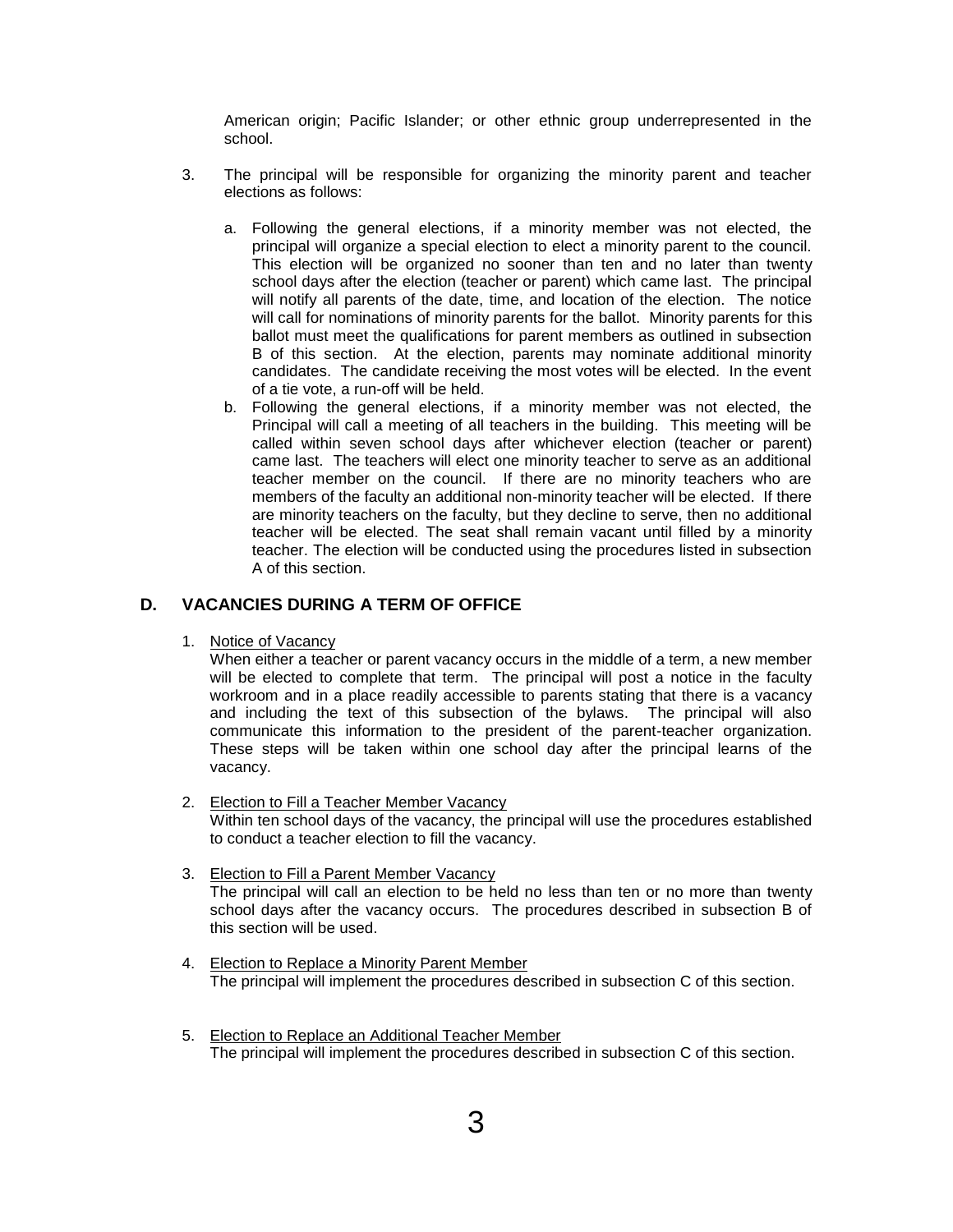American origin; Pacific Islander; or other ethnic group underrepresented in the school.

3. The principal will be responsible for organizing the minority parent and teacher elections as follows:

   a. Following the general elections, if a minority member was not elected, the principal will organize a special election to elect a minority parent to the council. This election will be organized no sooner than ten and no later than twenty school days after the election (teacher or parent) which came last. The principal will notify all parents of the date, time, and location of the election. The notice will call for nominations of minority parents for the ballot. Minority parents for this ballot must meet the qualifications for parent members as outlined in subsection B of this section. At the election, parents may nominate additional minority candidates. The candidate receiving the most votes will be elected. In the event of a tie vote, a run-off will be held.
   b. Following the general elections, if a minority member was not elected, the Principal will call a meeting of all teachers in the building. This meeting will be called within seven school days after whichever election (teacher or parent) came last. The teachers will elect one minority teacher to serve as an additional teacher member on the council. If there are no minority teachers who are members of the faculty an additional non-minority teacher will be elected. If there are minority teachers on the faculty, but they decline to serve, then no additional teacher will be elected. The seat shall remain vacant until filled by a minority teacher. The election will be conducted using the procedures listed in subsection A of this section.

## D. VACANCIES DURING A TERM OF OFFICE

1. <u>Notice of Vacancy</u>
   When either a teacher or parent vacancy occurs in the middle of a term, a new member will be elected to complete that term. The principal will post a notice in the faculty workroom and in a place readily accessible to parents stating that there is a vacancy and including the text of this subsection of the bylaws. The principal will also communicate this information to the president of the parent-teacher organization. These steps will be taken within one school day after the principal learns of the vacancy.

2. <u>Election to Fill a Teacher Member Vacancy</u>
   Within ten school days of the vacancy, the principal will use the procedures established to conduct a teacher election to fill the vacancy.

3. <u>Election to Fill a Parent Member Vacancy</u>
   The principal will call an election to be held no less than ten or no more than twenty school days after the vacancy occurs. The procedures described in subsection B of this section will be used.

4. <u>Election to Replace a Minority Parent Member</u>
   The principal will implement the procedures described in subsection C of this section.

5. <u>Election to Replace an Additional Teacher Member</u>
   The principal will implement the procedures described in subsection C of this section.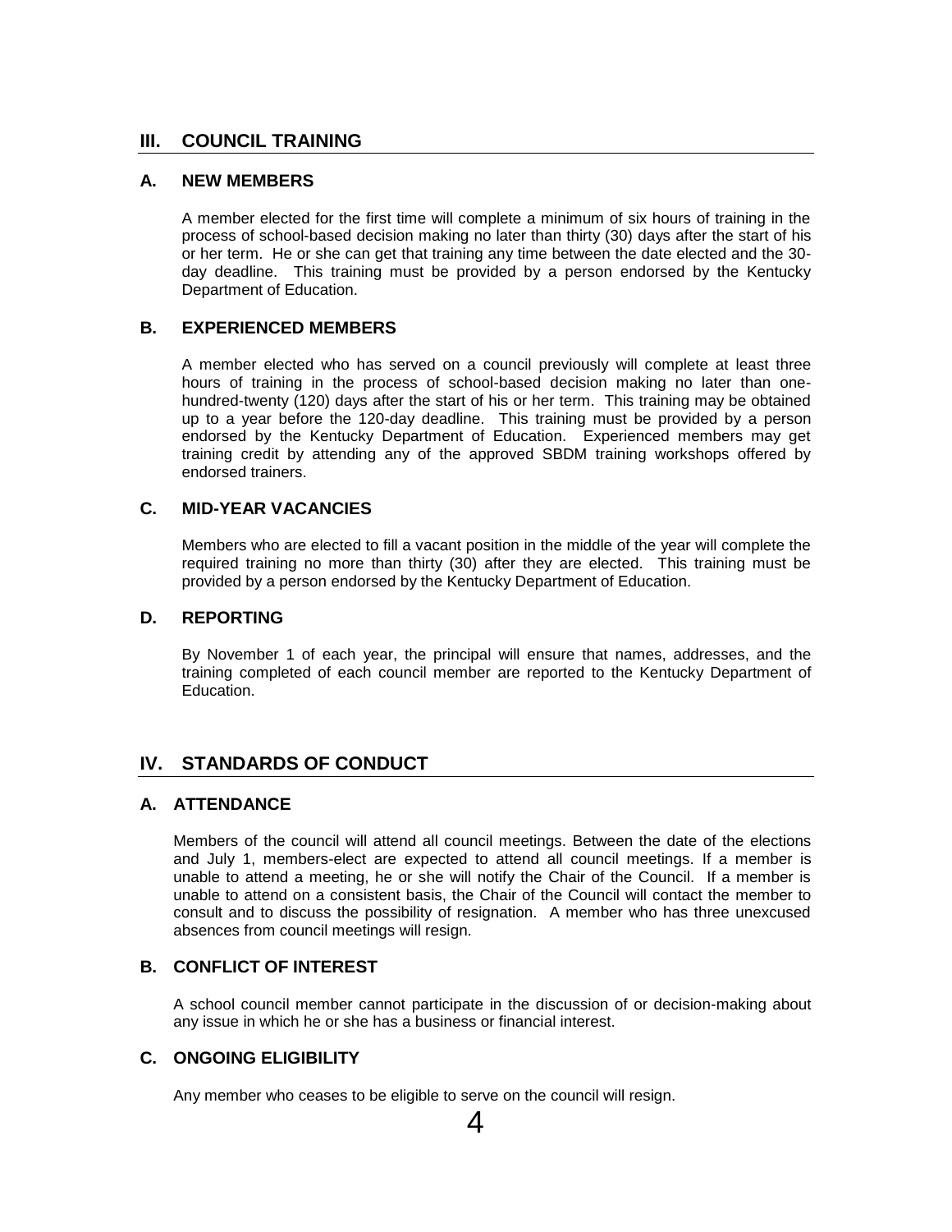## III. COUNCIL TRAINING

### A. NEW MEMBERS

A member elected for the first time will complete a minimum of six hours of training in the process of school-based decision making no later than thirty (30) days after the start of his or her term. He or she can get that training any time between the date elected and the 30-day deadline. This training must be provided by a person endorsed by the Kentucky Department of Education.

### B. EXPERIENCED MEMBERS

A member elected who has served on a council previously will complete at least three hours of training in the process of school-based decision making no later than one-hundred-twenty (120) days after the start of his or her term. This training may be obtained up to a year before the 120-day deadline. This training must be provided by a person endorsed by the Kentucky Department of Education. Experienced members may get training credit by attending any of the approved SBDM training workshops offered by endorsed trainers.

### C. MID-YEAR VACANCIES

Members who are elected to fill a vacant position in the middle of the year will complete the required training no more than thirty (30) after they are elected. This training must be provided by a person endorsed by the Kentucky Department of Education.

### D. REPORTING

By November 1 of each year, the principal will ensure that names, addresses, and the training completed of each council member are reported to the Kentucky Department of Education.

## IV. STANDARDS OF CONDUCT

### A. ATTENDANCE

Members of the council will attend all council meetings. Between the date of the elections and July 1, members-elect are expected to attend all council meetings. If a member is unable to attend a meeting, he or she will notify the Chair of the Council. If a member is unable to attend on a consistent basis, the Chair of the Council will contact the member to consult and to discuss the possibility of resignation. A member who has three unexcused absences from council meetings will resign.

### B. CONFLICT OF INTEREST

A school council member cannot participate in the discussion of or decision-making about any issue in which he or she has a business or financial interest.

### C. ONGOING ELIGIBILITY

Any member who ceases to be eligible to serve on the council will resign.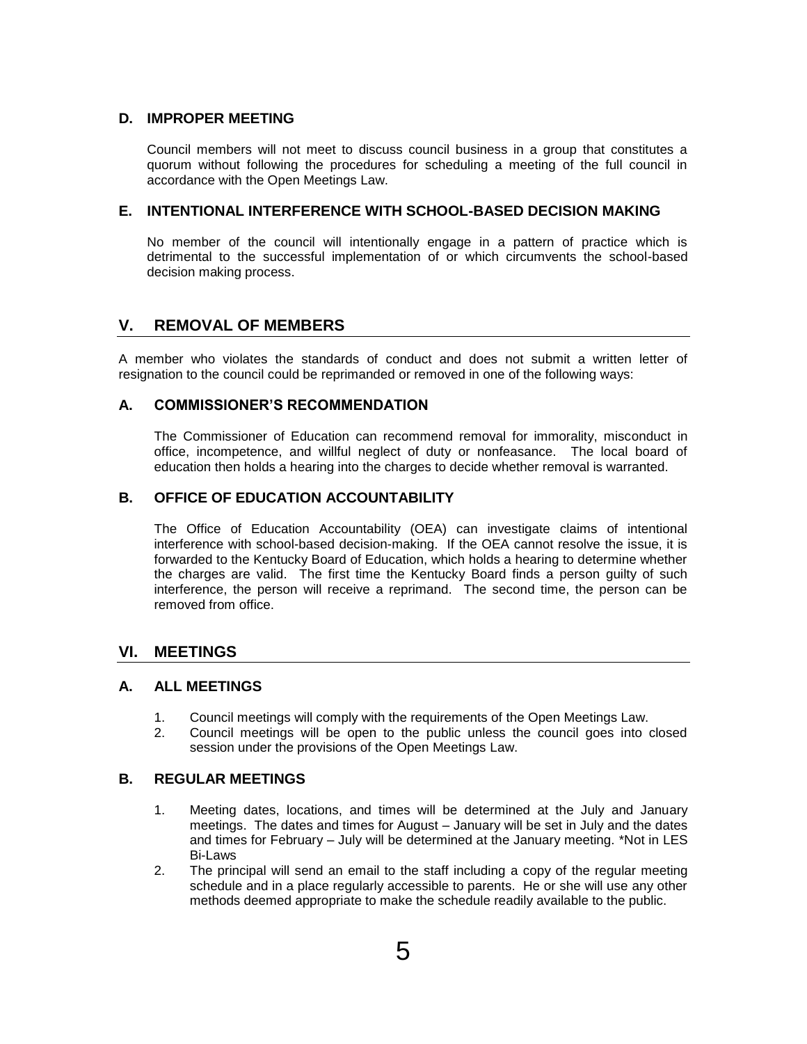### D. IMPROPER MEETING

Council members will not meet to discuss council business in a group that constitutes a quorum without following the procedures for scheduling a meeting of the full council in accordance with the Open Meetings Law.

### E. INTENTIONAL INTERFERENCE WITH SCHOOL-BASED DECISION MAKING

No member of the council will intentionally engage in a pattern of practice which is detrimental to the successful implementation of or which circumvents the school-based decision making process.

## V. REMOVAL OF MEMBERS

A member who violates the standards of conduct and does not submit a written letter of resignation to the council could be reprimanded or removed in one of the following ways:

### A. COMMISSIONER'S RECOMMENDATION

The Commissioner of Education can recommend removal for immorality, misconduct in office, incompetence, and willful neglect of duty or nonfeasance. The local board of education then holds a hearing into the charges to decide whether removal is warranted.

### B. OFFICE OF EDUCATION ACCOUNTABILITY

The Office of Education Accountability (OEA) can investigate claims of intentional interference with school-based decision-making. If the OEA cannot resolve the issue, it is forwarded to the Kentucky Board of Education, which holds a hearing to determine whether the charges are valid. The first time the Kentucky Board finds a person guilty of such interference, the person will receive a reprimand. The second time, the person can be removed from office.

## VI. MEETINGS

### A. ALL MEETINGS

1. Council meetings will comply with the requirements of the Open Meetings Law.
2. Council meetings will be open to the public unless the council goes into closed session under the provisions of the Open Meetings Law.

### B. REGULAR MEETINGS

1. Meeting dates, locations, and times will be determined at the July and January meetings. The dates and times for August – January will be set in July and the dates and times for February – July will be determined at the January meeting. *Not in LES Bi-Laws
2. The principal will send an email to the staff including a copy of the regular meeting schedule and in a place regularly accessible to parents. He or she will use any other methods deemed appropriate to make the schedule readily available to the public.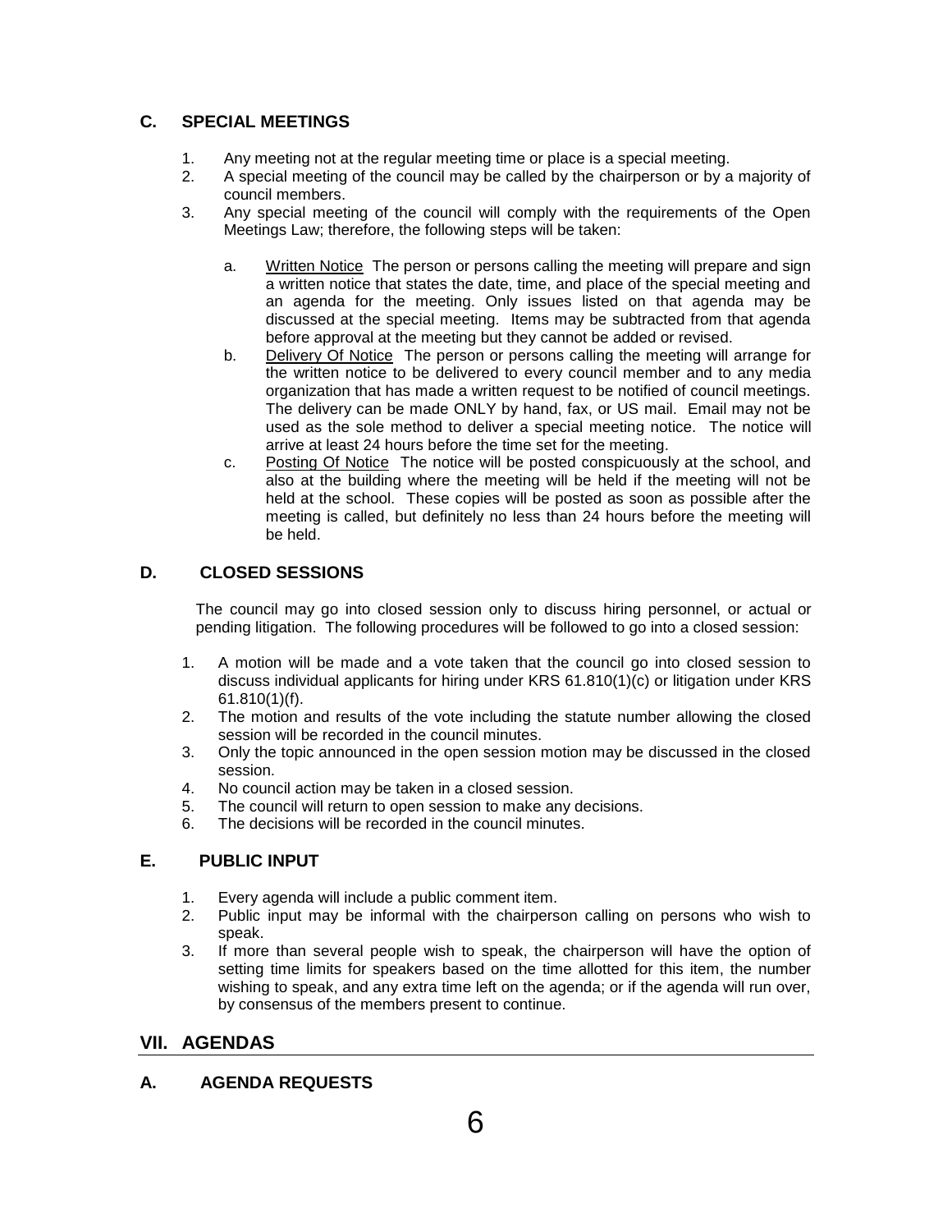### C. SPECIAL MEETINGS

1. Any meeting not at the regular meeting time or place is a special meeting.
2. A special meeting of the council may be called by the chairperson or by a majority of council members.
3. Any special meeting of the council will comply with the requirements of the Open Meetings Law; therefore, the following steps will be taken:

   a. <u>Written Notice</u> The person or persons calling the meeting will prepare and sign a written notice that states the date, time, and place of the special meeting and an agenda for the meeting. Only issues listed on that agenda may be discussed at the special meeting. Items may be subtracted from that agenda before approval at the meeting but they cannot be added or revised.

   b. <u>Delivery Of Notice</u> The person or persons calling the meeting will arrange for the written notice to be delivered to every council member and to any media organization that has made a written request to be notified of council meetings. The delivery can be made ONLY by hand, fax, or US mail. Email may not be used as the sole method to deliver a special meeting notice. The notice will arrive at least 24 hours before the time set for the meeting.

   c. <u>Posting Of Notice</u> The notice will be posted conspicuously at the school, and also at the building where the meeting will be held if the meeting will not be held at the school. These copies will be posted as soon as possible after the meeting is called, but definitely no less than 24 hours before the meeting will be held.

### D. CLOSED SESSIONS

The council may go into closed session only to discuss hiring personnel, or actual or pending litigation. The following procedures will be followed to go into a closed session:

1. A motion will be made and a vote taken that the council go into closed session to discuss individual applicants for hiring under KRS 61.810(1)(c) or litigation under KRS 61.810(1)(f).
2. The motion and results of the vote including the statute number allowing the closed session will be recorded in the council minutes.
3. Only the topic announced in the open session motion may be discussed in the closed session.
4. No council action may be taken in a closed session.
5. The council will return to open session to make any decisions.
6. The decisions will be recorded in the council minutes.

### E. PUBLIC INPUT

1. Every agenda will include a public comment item.
2. Public input may be informal with the chairperson calling on persons who wish to speak.
3. If more than several people wish to speak, the chairperson will have the option of setting time limits for speakers based on the time allotted for this item, the number wishing to speak, and any extra time left on the agenda; or if the agenda will run over, by consensus of the members present to continue.

## VII. AGENDAS

### A. AGENDA REQUESTS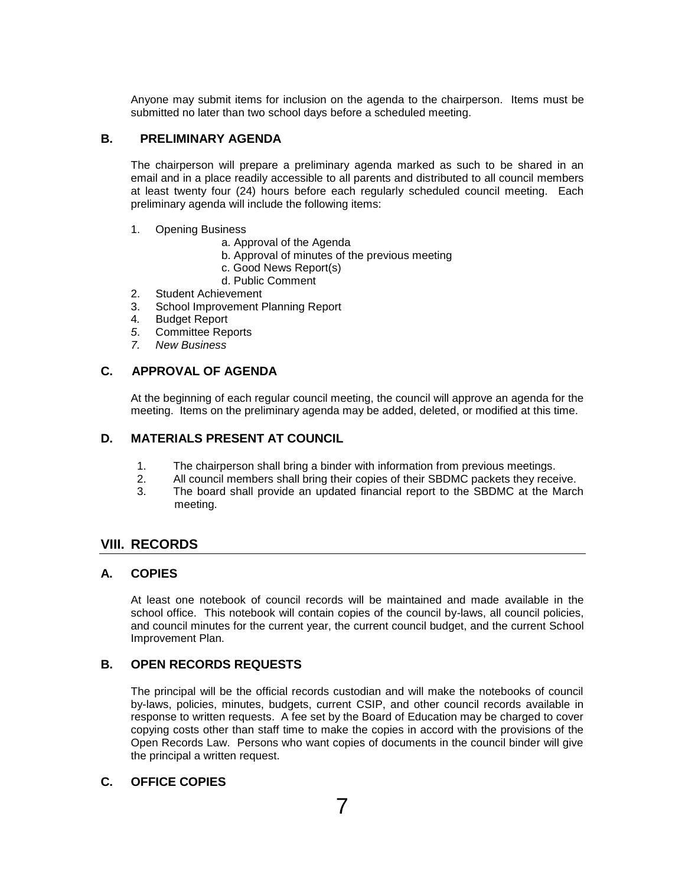Anyone may submit items for inclusion on the agenda to the chairperson. Items must be submitted no later than two school days before a scheduled meeting.

### B. PRELIMINARY AGENDA

The chairperson will prepare a preliminary agenda marked as such to be shared in an email and in a place readily accessible to all parents and distributed to all council members at least twenty four (24) hours before each regularly scheduled council meeting. Each preliminary agenda will include the following items:

1. Opening Business
   - a. Approval of the Agenda
   - b. Approval of minutes of the previous meeting
   - c. Good News Report(s)
   - d. Public Comment
2. Student Achievement
3. School Improvement Planning Report
4. Budget Report
5. Committee Reports
7. *New Business*

### C. APPROVAL OF AGENDA

At the beginning of each regular council meeting, the council will approve an agenda for the meeting. Items on the preliminary agenda may be added, deleted, or modified at this time.

### D. MATERIALS PRESENT AT COUNCIL

1. The chairperson shall bring a binder with information from previous meetings.
2. All council members shall bring their copies of their SBDMC packets they receive.
3. The board shall provide an updated financial report to the SBDMC at the March meeting.

## VIII. RECORDS

### A. COPIES

At least one notebook of council records will be maintained and made available in the school office. This notebook will contain copies of the council by-laws, all council policies, and council minutes for the current year, the current council budget, and the current School Improvement Plan.

### B. OPEN RECORDS REQUESTS

The principal will be the official records custodian and will make the notebooks of council by-laws, policies, minutes, budgets, current CSIP, and other council records available in response to written requests. A fee set by the Board of Education may be charged to cover copying costs other than staff time to make the copies in accord with the provisions of the Open Records Law. Persons who want copies of documents in the council binder will give the principal a written request.

### C. OFFICE COPIES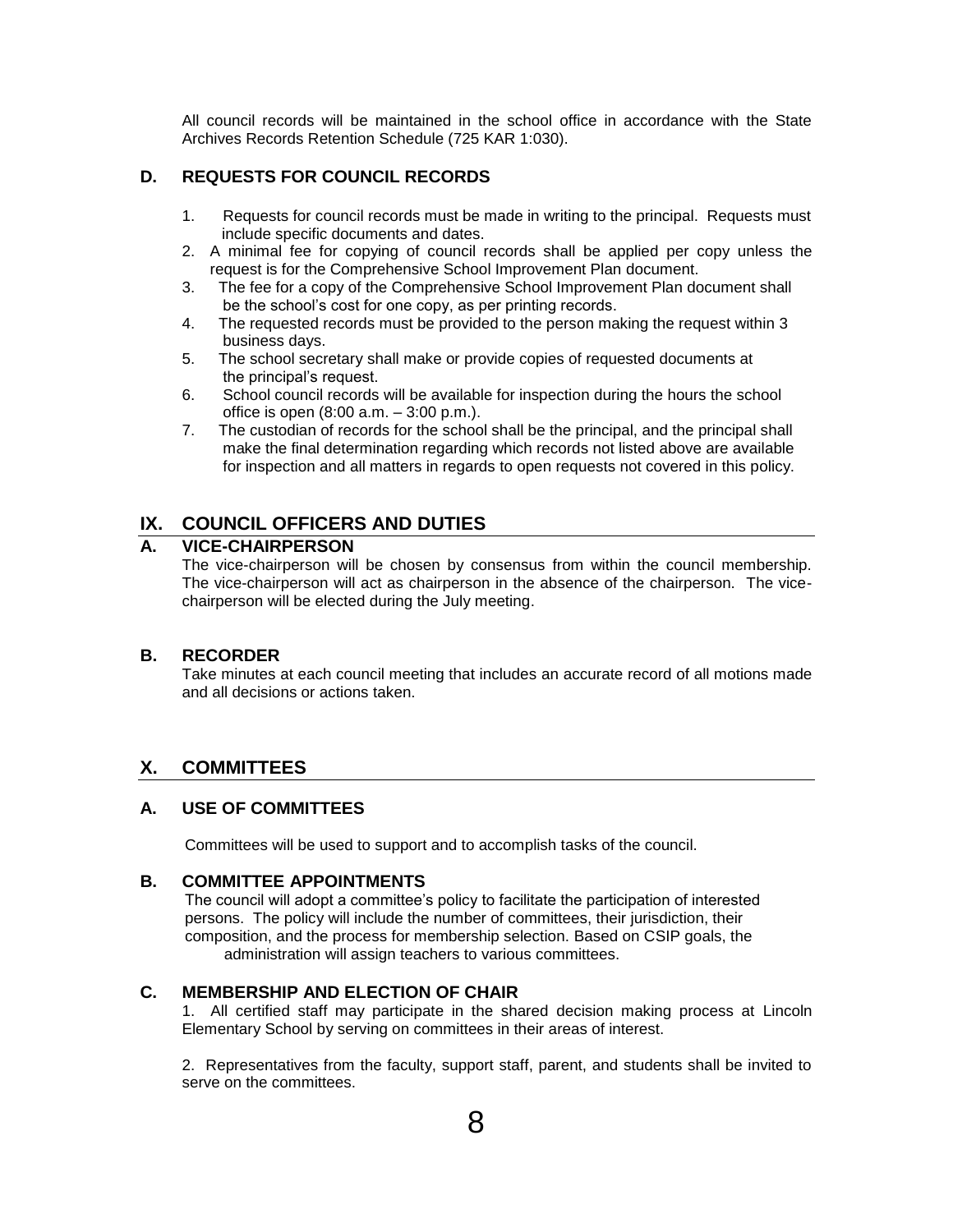All council records will be maintained in the school office in accordance with the State Archives Records Retention Schedule (725 KAR 1:030).

### D. REQUESTS FOR COUNCIL RECORDS

1. Requests for council records must be made in writing to the principal. Requests must include specific documents and dates.
2. A minimal fee for copying of council records shall be applied per copy unless the request is for the Comprehensive School Improvement Plan document.
3. The fee for a copy of the Comprehensive School Improvement Plan document shall be the school's cost for one copy, as per printing records.
4. The requested records must be provided to the person making the request within 3 business days.
5. The school secretary shall make or provide copies of requested documents at the principal's request.
6. School council records will be available for inspection during the hours the school office is open (8:00 a.m. – 3:00 p.m.).
7. The custodian of records for the school shall be the principal, and the principal shall make the final determination regarding which records not listed above are available for inspection and all matters in regards to open requests not covered in this policy.

## IX. COUNCIL OFFICERS AND DUTIES

### A. VICE-CHAIRPERSON

The vice-chairperson will be chosen by consensus from within the council membership. The vice-chairperson will act as chairperson in the absence of the chairperson. The vice-chairperson will be elected during the July meeting.

### B. RECORDER

Take minutes at each council meeting that includes an accurate record of all motions made and all decisions or actions taken.

## X. COMMITTEES

### A. USE OF COMMITTEES

Committees will be used to support and to accomplish tasks of the council.

### B. COMMITTEE APPOINTMENTS

The council will adopt a committee's policy to facilitate the participation of interested persons. The policy will include the number of committees, their jurisdiction, their composition, and the process for membership selection. Based on CSIP goals, the administration will assign teachers to various committees.

### C. MEMBERSHIP AND ELECTION OF CHAIR

1. All certified staff may participate in the shared decision making process at Lincoln Elementary School by serving on committees in their areas of interest.

2. Representatives from the faculty, support staff, parent, and students shall be invited to serve on the committees.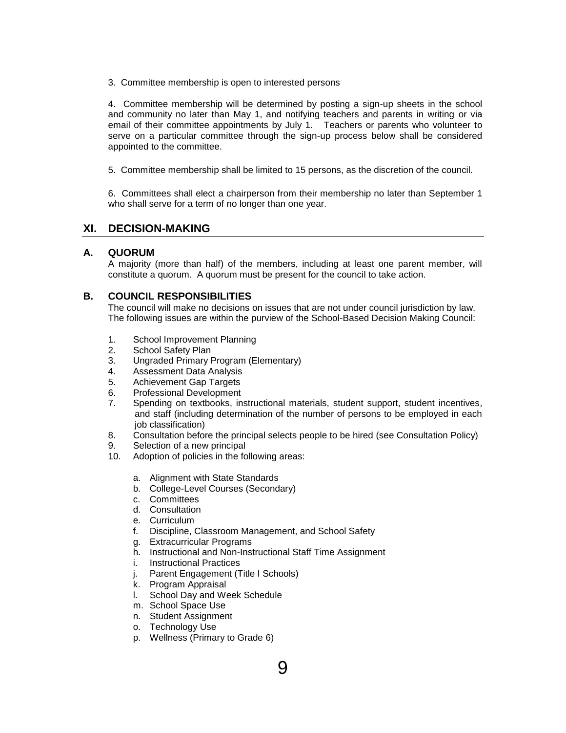3. Committee membership is open to interested persons

4. Committee membership will be determined by posting a sign-up sheets in the school and community no later than May 1, and notifying teachers and parents in writing or via email of their committee appointments by July 1. Teachers or parents who volunteer to serve on a particular committee through the sign-up process below shall be considered appointed to the committee.

5. Committee membership shall be limited to 15 persons, as the discretion of the council.

6. Committees shall elect a chairperson from their membership no later than September 1 who shall serve for a term of no longer than one year.

## XI. DECISION-MAKING

### A. QUORUM

A majority (more than half) of the members, including at least one parent member, will constitute a quorum. A quorum must be present for the council to take action.

### B. COUNCIL RESPONSIBILITIES

The council will make no decisions on issues that are not under council jurisdiction by law. The following issues are within the purview of the School-Based Decision Making Council:

1. School Improvement Planning
2. School Safety Plan
3. Ungraded Primary Program (Elementary)
4. Assessment Data Analysis
5. Achievement Gap Targets
6. Professional Development
7. Spending on textbooks, instructional materials, student support, student incentives, and staff (including determination of the number of persons to be employed in each job classification)
8. Consultation before the principal selects people to be hired (see Consultation Policy)
9. Selection of a new principal
10. Adoption of policies in the following areas:

    a. Alignment with State Standards
    b. College-Level Courses (Secondary)
    c. Committees
    d. Consultation
    e. Curriculum
    f. Discipline, Classroom Management, and School Safety
    g. Extracurricular Programs
    h. Instructional and Non-Instructional Staff Time Assignment
    i. Instructional Practices
    j. Parent Engagement (Title I Schools)
    k. Program Appraisal
    l. School Day and Week Schedule
    m. School Space Use
    n. Student Assignment
    o. Technology Use
    p. Wellness (Primary to Grade 6)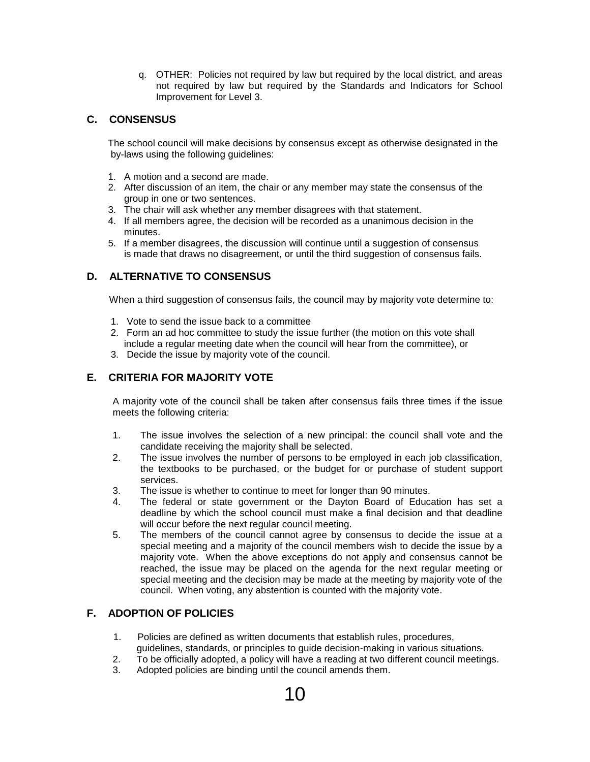q. OTHER: Policies not required by law but required by the local district, and areas not required by law but required by the Standards and Indicators for School Improvement for Level 3.

## C. CONSENSUS

The school council will make decisions by consensus except as otherwise designated in the by-laws using the following guidelines:

1. A motion and a second are made.
2. After discussion of an item, the chair or any member may state the consensus of the group in one or two sentences.
3. The chair will ask whether any member disagrees with that statement.
4. If all members agree, the decision will be recorded as a unanimous decision in the minutes.
5. If a member disagrees, the discussion will continue until a suggestion of consensus is made that draws no disagreement, or until the third suggestion of consensus fails.

## D. ALTERNATIVE TO CONSENSUS

When a third suggestion of consensus fails, the council may by majority vote determine to:

1. Vote to send the issue back to a committee
2. Form an ad hoc committee to study the issue further (the motion on this vote shall include a regular meeting date when the council will hear from the committee), or
3. Decide the issue by majority vote of the council.

## E. CRITERIA FOR MAJORITY VOTE

A majority vote of the council shall be taken after consensus fails three times if the issue meets the following criteria:

1. The issue involves the selection of a new principal: the council shall vote and the candidate receiving the majority shall be selected.
2. The issue involves the number of persons to be employed in each job classification, the textbooks to be purchased, or the budget for or purchase of student support services.
3. The issue is whether to continue to meet for longer than 90 minutes.
4. The federal or state government or the Dayton Board of Education has set a deadline by which the school council must make a final decision and that deadline will occur before the next regular council meeting.
5. The members of the council cannot agree by consensus to decide the issue at a special meeting and a majority of the council members wish to decide the issue by a majority vote. When the above exceptions do not apply and consensus cannot be reached, the issue may be placed on the agenda for the next regular meeting or special meeting and the decision may be made at the meeting by majority vote of the council. When voting, any abstention is counted with the majority vote.

## F. ADOPTION OF POLICIES

1. Policies are defined as written documents that establish rules, procedures, guidelines, standards, or principles to guide decision-making in various situations.
2. To be officially adopted, a policy will have a reading at two different council meetings.
3. Adopted policies are binding until the council amends them.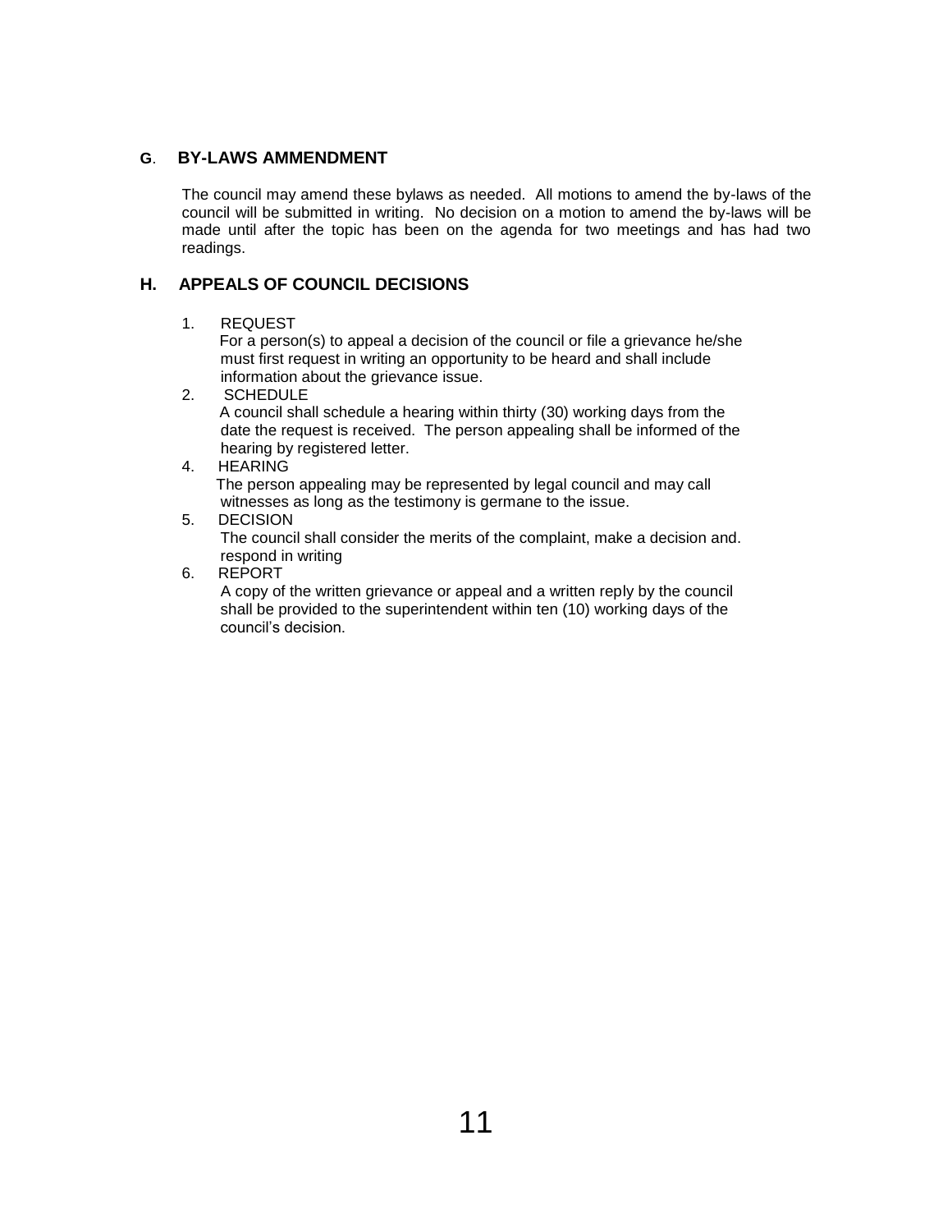## G. BY-LAWS AMMENDMENT

The council may amend these bylaws as needed. All motions to amend the by-laws of the council will be submitted in writing. No decision on a motion to amend the by-laws will be made until after the topic has been on the agenda for two meetings and has had two readings.

## H. APPEALS OF COUNCIL DECISIONS

1. REQUEST
   For a person(s) to appeal a decision of the council or file a grievance he/she must first request in writing an opportunity to be heard and shall include information about the grievance issue.
2. SCHEDULE
   A council shall schedule a hearing within thirty (30) working days from the date the request is received. The person appealing shall be informed of the hearing by registered letter.
4. HEARING
   The person appealing may be represented by legal council and may call witnesses as long as the testimony is germane to the issue.
5. DECISION
   The council shall consider the merits of the complaint, make a decision and. respond in writing
6. REPORT
   A copy of the written grievance or appeal and a written reply by the council shall be provided to the superintendent within ten (10) working days of the council's decision.